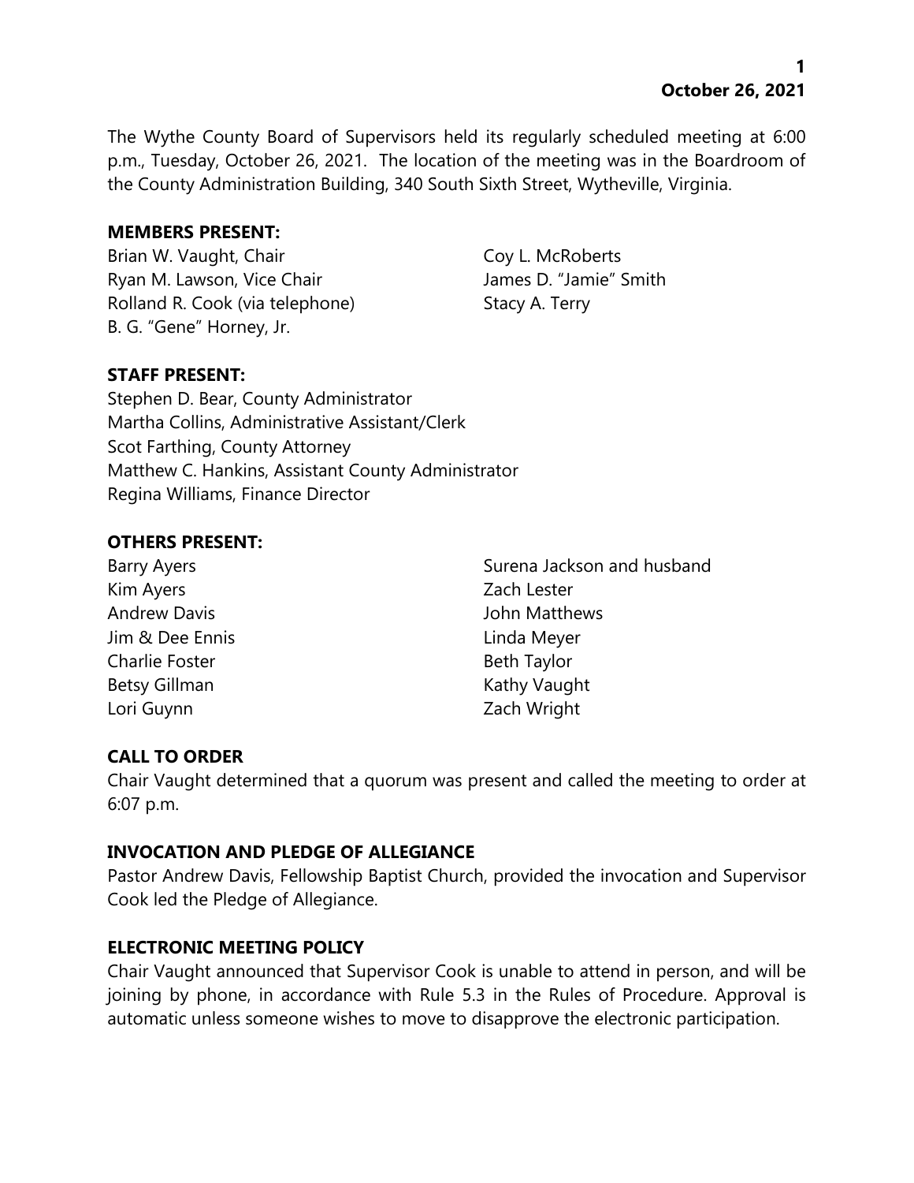The Wythe County Board of Supervisors held its regularly scheduled meeting at 6:00 p.m., Tuesday, October 26, 2021. The location of the meeting was in the Boardroom of the County Administration Building, 340 South Sixth Street, Wytheville, Virginia.

**MEMBERS PRESENT:**

Brian W. Vaught, Chair
Ryan M. Lawson, Vice Chair
Rolland R. Cook (via telephone)
B. G. "Gene" Horney, Jr.
Coy L. McRoberts
James D. "Jamie" Smith
Stacy A. Terry

**STAFF PRESENT:**

Stephen D. Bear, County Administrator
Martha Collins, Administrative Assistant/Clerk
Scot Farthing, County Attorney
Matthew C. Hankins, Assistant County Administrator
Regina Williams, Finance Director

**OTHERS PRESENT:**

Barry Ayers
Kim Ayers
Andrew Davis
Jim & Dee Ennis
Charlie Foster
Betsy Gillman
Lori Guynn
Surena Jackson and husband
Zach Lester
John Matthews
Linda Meyer
Beth Taylor
Kathy Vaught
Zach Wright

**CALL TO ORDER**

Chair Vaught determined that a quorum was present and called the meeting to order at 6:07 p.m.

**INVOCATION AND PLEDGE OF ALLEGIANCE**

Pastor Andrew Davis, Fellowship Baptist Church, provided the invocation and Supervisor Cook led the Pledge of Allegiance.

**ELECTRONIC MEETING POLICY**

Chair Vaught announced that Supervisor Cook is unable to attend in person, and will be joining by phone, in accordance with Rule 5.3 in the Rules of Procedure. Approval is automatic unless someone wishes to move to disapprove the electronic participation.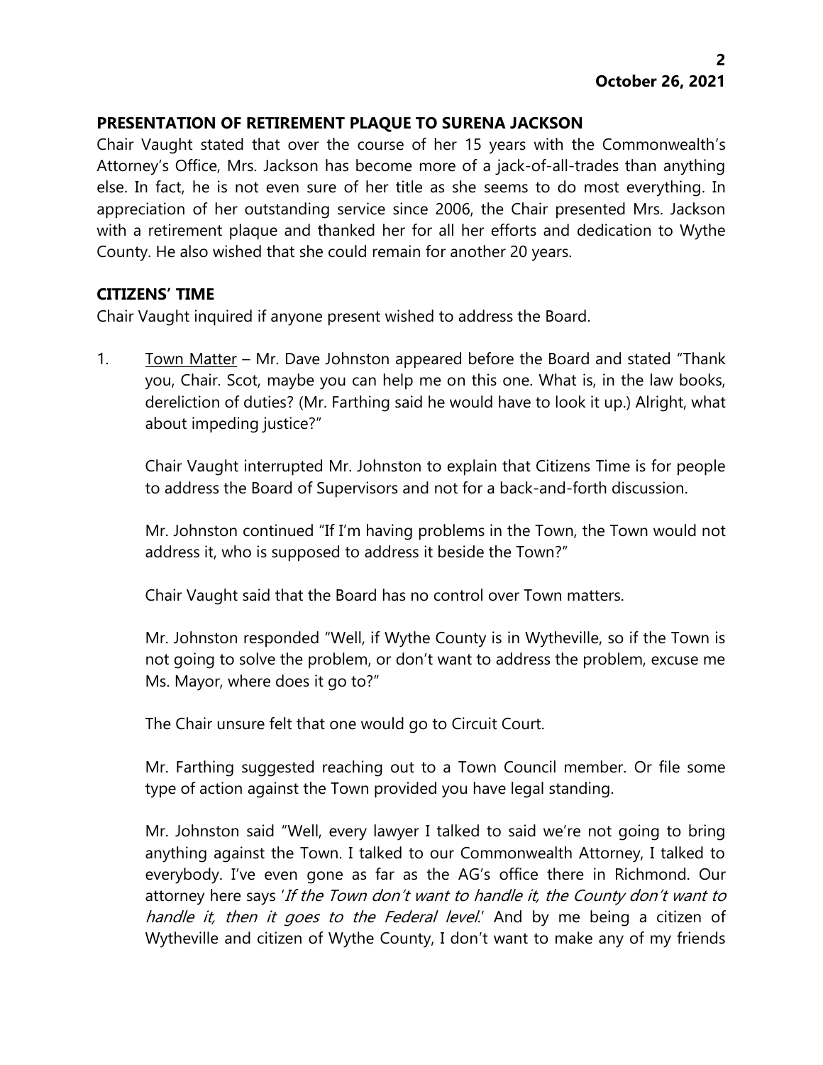## PRESENTATION OF RETIREMENT PLAQUE TO SURENA JACKSON

Chair Vaught stated that over the course of her 15 years with the Commonwealth's Attorney's Office, Mrs. Jackson has become more of a jack-of-all-trades than anything else. In fact, he is not even sure of her title as she seems to do most everything. In appreciation of her outstanding service since 2006, the Chair presented Mrs. Jackson with a retirement plaque and thanked her for all her efforts and dedication to Wythe County. He also wished that she could remain for another 20 years.

## CITIZENS' TIME

Chair Vaught inquired if anyone present wished to address the Board.

1. Town Matter – Mr. Dave Johnston appeared before the Board and stated "Thank you, Chair. Scot, maybe you can help me on this one. What is, in the law books, dereliction of duties? (Mr. Farthing said he would have to look it up.) Alright, what about impeding justice?"

   Chair Vaught interrupted Mr. Johnston to explain that Citizens Time is for people to address the Board of Supervisors and not for a back-and-forth discussion.

   Mr. Johnston continued "If I'm having problems in the Town, the Town would not address it, who is supposed to address it beside the Town?"

   Chair Vaught said that the Board has no control over Town matters.

   Mr. Johnston responded "Well, if Wythe County is in Wytheville, so if the Town is not going to solve the problem, or don't want to address the problem, excuse me Ms. Mayor, where does it go to?"

   The Chair unsure felt that one would go to Circuit Court.

   Mr. Farthing suggested reaching out to a Town Council member. Or file some type of action against the Town provided you have legal standing.

   Mr. Johnston said "Well, every lawyer I talked to said we're not going to bring anything against the Town. I talked to our Commonwealth Attorney, I talked to everybody. I've even gone as far as the AG's office there in Richmond. Our attorney here says '*If the Town don't want to handle it, the County don't want to handle it, then it goes to the Federal level.*' And by me being a citizen of Wytheville and citizen of Wythe County, I don't want to make any of my friends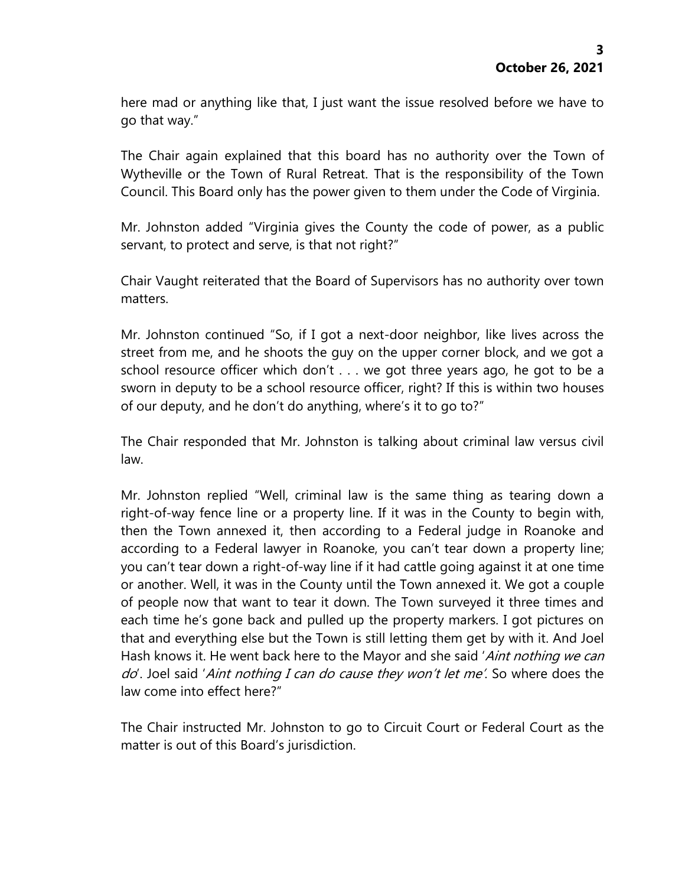here mad or anything like that, I just want the issue resolved before we have to go that way."

The Chair again explained that this board has no authority over the Town of Wytheville or the Town of Rural Retreat. That is the responsibility of the Town Council. This Board only has the power given to them under the Code of Virginia.

Mr. Johnston added "Virginia gives the County the code of power, as a public servant, to protect and serve, is that not right?"

Chair Vaught reiterated that the Board of Supervisors has no authority over town matters.

Mr. Johnston continued "So, if I got a next-door neighbor, like lives across the street from me, and he shoots the guy on the upper corner block, and we got a school resource officer which don't . . . we got three years ago, he got to be a sworn in deputy to be a school resource officer, right? If this is within two houses of our deputy, and he don't do anything, where's it to go to?"

The Chair responded that Mr. Johnston is talking about criminal law versus civil law.

Mr. Johnston replied "Well, criminal law is the same thing as tearing down a right-of-way fence line or a property line. If it was in the County to begin with, then the Town annexed it, then according to a Federal judge in Roanoke and according to a Federal lawyer in Roanoke, you can't tear down a property line; you can't tear down a right-of-way line if it had cattle going against it at one time or another. Well, it was in the County until the Town annexed it. We got a couple of people now that want to tear it down. The Town surveyed it three times and each time he's gone back and pulled up the property markers. I got pictures on that and everything else but the Town is still letting them get by with it. And Joel Hash knows it. He went back here to the Mayor and she said '*Aint nothing we can do*'. Joel said '*Aint nothing I can do cause they won't let me*'. So where does the law come into effect here?"

The Chair instructed Mr. Johnston to go to Circuit Court or Federal Court as the matter is out of this Board's jurisdiction.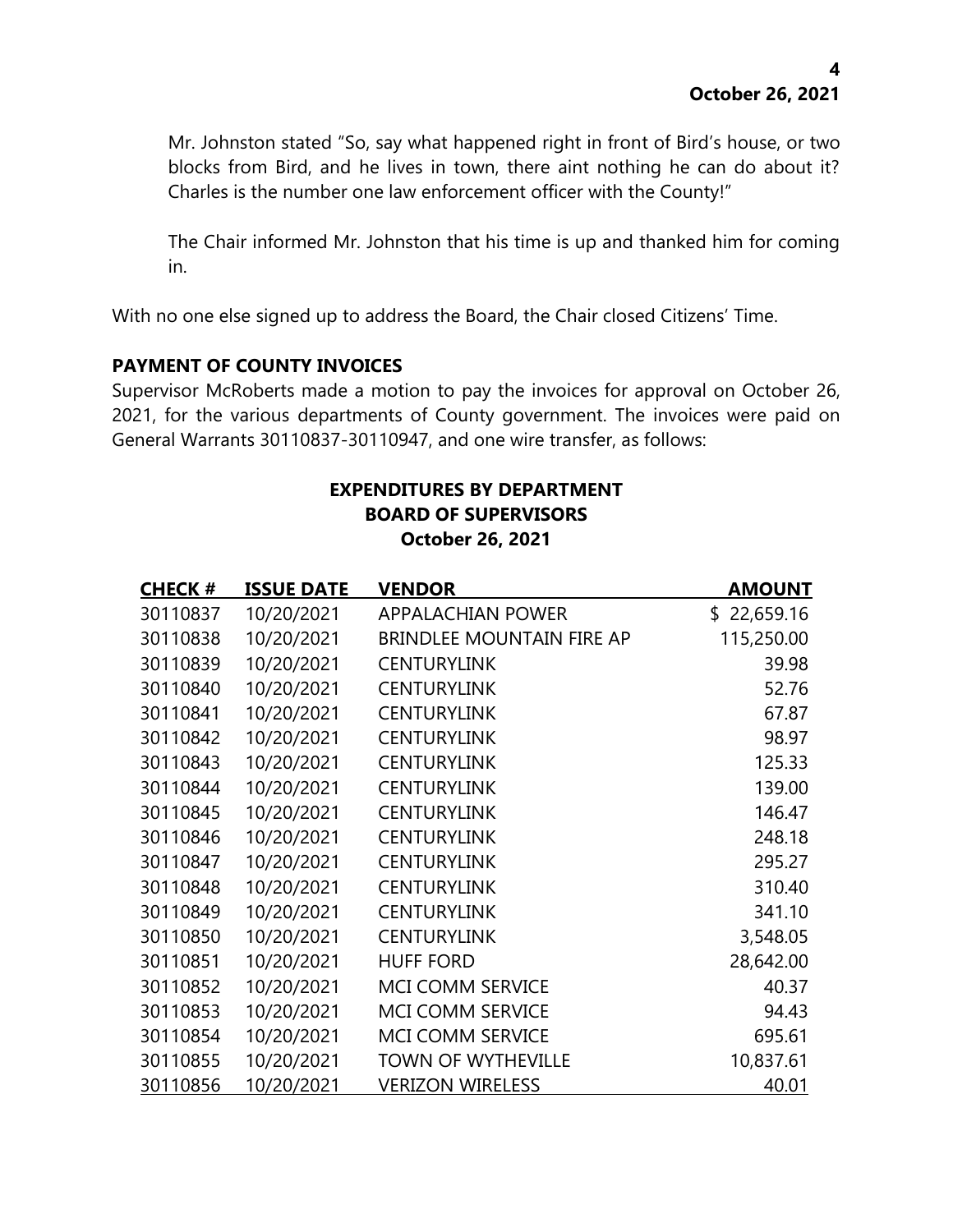Mr. Johnston stated "So, say what happened right in front of Bird's house, or two blocks from Bird, and he lives in town, there aint nothing he can do about it? Charles is the number one law enforcement officer with the County!"

The Chair informed Mr. Johnston that his time is up and thanked him for coming in.

With no one else signed up to address the Board, the Chair closed Citizens' Time.

**PAYMENT OF COUNTY INVOICES**

Supervisor McRoberts made a motion to pay the invoices for approval on October 26, 2021, for the various departments of County government. The invoices were paid on General Warrants 30110837-30110947, and one wire transfer, as follows:

**EXPENDITURES BY DEPARTMENT**
**BOARD OF SUPERVISORS**
**October 26, 2021**

| CHECK # | ISSUE DATE | VENDOR | AMOUNT |
|---|---|---|---|
| 30110837 | 10/20/2021 | APPALACHIAN POWER | $ 22,659.16 |
| 30110838 | 10/20/2021 | BRINDLEE MOUNTAIN FIRE AP | 115,250.00 |
| 30110839 | 10/20/2021 | CENTURYLINK | 39.98 |
| 30110840 | 10/20/2021 | CENTURYLINK | 52.76 |
| 30110841 | 10/20/2021 | CENTURYLINK | 67.87 |
| 30110842 | 10/20/2021 | CENTURYLINK | 98.97 |
| 30110843 | 10/20/2021 | CENTURYLINK | 125.33 |
| 30110844 | 10/20/2021 | CENTURYLINK | 139.00 |
| 30110845 | 10/20/2021 | CENTURYLINK | 146.47 |
| 30110846 | 10/20/2021 | CENTURYLINK | 248.18 |
| 30110847 | 10/20/2021 | CENTURYLINK | 295.27 |
| 30110848 | 10/20/2021 | CENTURYLINK | 310.40 |
| 30110849 | 10/20/2021 | CENTURYLINK | 341.10 |
| 30110850 | 10/20/2021 | CENTURYLINK | 3,548.05 |
| 30110851 | 10/20/2021 | HUFF FORD | 28,642.00 |
| 30110852 | 10/20/2021 | MCI COMM SERVICE | 40.37 |
| 30110853 | 10/20/2021 | MCI COMM SERVICE | 94.43 |
| 30110854 | 10/20/2021 | MCI COMM SERVICE | 695.61 |
| 30110855 | 10/20/2021 | TOWN OF WYTHEVILLE | 10,837.61 |
| 30110856 | 10/20/2021 | VERIZON WIRELESS | 40.01 |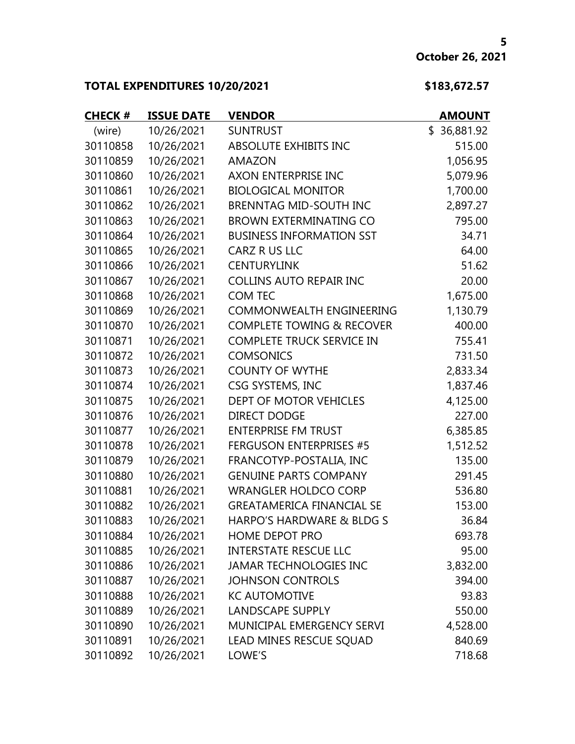**October 26, 2021**

**TOTAL EXPENDITURES 10/20/2021 $183,672.57**

| CHECK # | ISSUE DATE | VENDOR | AMOUNT |
|---|---|---|---|
| (wire) | 10/26/2021 | SUNTRUST | $ 36,881.92 |
| 30110858 | 10/26/2021 | ABSOLUTE EXHIBITS INC | 515.00 |
| 30110859 | 10/26/2021 | AMAZON | 1,056.95 |
| 30110860 | 10/26/2021 | AXON ENTERPRISE INC | 5,079.96 |
| 30110861 | 10/26/2021 | BIOLOGICAL MONITOR | 1,700.00 |
| 30110862 | 10/26/2021 | BRENNTAG MID-SOUTH INC | 2,897.27 |
| 30110863 | 10/26/2021 | BROWN EXTERMINATING CO | 795.00 |
| 30110864 | 10/26/2021 | BUSINESS INFORMATION SST | 34.71 |
| 30110865 | 10/26/2021 | CARZ R US LLC | 64.00 |
| 30110866 | 10/26/2021 | CENTURYLINK | 51.62 |
| 30110867 | 10/26/2021 | COLLINS AUTO REPAIR INC | 20.00 |
| 30110868 | 10/26/2021 | COM TEC | 1,675.00 |
| 30110869 | 10/26/2021 | COMMONWEALTH ENGINEERING | 1,130.79 |
| 30110870 | 10/26/2021 | COMPLETE TOWING & RECOVER | 400.00 |
| 30110871 | 10/26/2021 | COMPLETE TRUCK SERVICE IN | 755.41 |
| 30110872 | 10/26/2021 | COMSONICS | 731.50 |
| 30110873 | 10/26/2021 | COUNTY OF WYTHE | 2,833.34 |
| 30110874 | 10/26/2021 | CSG SYSTEMS, INC | 1,837.46 |
| 30110875 | 10/26/2021 | DEPT OF MOTOR VEHICLES | 4,125.00 |
| 30110876 | 10/26/2021 | DIRECT DODGE | 227.00 |
| 30110877 | 10/26/2021 | ENTERPRISE FM TRUST | 6,385.85 |
| 30110878 | 10/26/2021 | FERGUSON ENTERPRISES #5 | 1,512.52 |
| 30110879 | 10/26/2021 | FRANCOTYP-POSTALIA, INC | 135.00 |
| 30110880 | 10/26/2021 | GENUINE PARTS COMPANY | 291.45 |
| 30110881 | 10/26/2021 | WRANGLER HOLDCO CORP | 536.80 |
| 30110882 | 10/26/2021 | GREATAMERICA FINANCIAL SE | 153.00 |
| 30110883 | 10/26/2021 | HARPO'S HARDWARE & BLDG S | 36.84 |
| 30110884 | 10/26/2021 | HOME DEPOT PRO | 693.78 |
| 30110885 | 10/26/2021 | INTERSTATE RESCUE LLC | 95.00 |
| 30110886 | 10/26/2021 | JAMAR TECHNOLOGIES INC | 3,832.00 |
| 30110887 | 10/26/2021 | JOHNSON CONTROLS | 394.00 |
| 30110888 | 10/26/2021 | KC AUTOMOTIVE | 93.83 |
| 30110889 | 10/26/2021 | LANDSCAPE SUPPLY | 550.00 |
| 30110890 | 10/26/2021 | MUNICIPAL EMERGENCY SERVI | 4,528.00 |
| 30110891 | 10/26/2021 | LEAD MINES RESCUE SQUAD | 840.69 |
| 30110892 | 10/26/2021 | LOWE'S | 718.68 |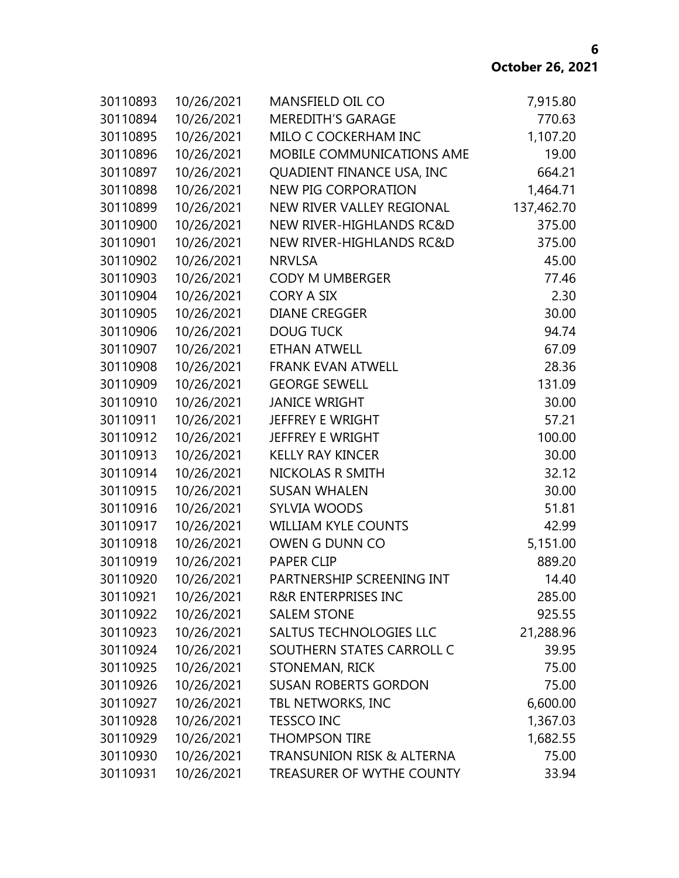| | | | |
|---|---|---|---|
| 30110893 | 10/26/2021 | MANSFIELD OIL CO | 7,915.80 |
| 30110894 | 10/26/2021 | MEREDITH'S GARAGE | 770.63 |
| 30110895 | 10/26/2021 | MILO C COCKERHAM INC | 1,107.20 |
| 30110896 | 10/26/2021 | MOBILE COMMUNICATIONS AME | 19.00 |
| 30110897 | 10/26/2021 | QUADIENT FINANCE USA, INC | 664.21 |
| 30110898 | 10/26/2021 | NEW PIG CORPORATION | 1,464.71 |
| 30110899 | 10/26/2021 | NEW RIVER VALLEY REGIONAL | 137,462.70 |
| 30110900 | 10/26/2021 | NEW RIVER-HIGHLANDS RC&D | 375.00 |
| 30110901 | 10/26/2021 | NEW RIVER-HIGHLANDS RC&D | 375.00 |
| 30110902 | 10/26/2021 | NRVLSA | 45.00 |
| 30110903 | 10/26/2021 | CODY M UMBERGER | 77.46 |
| 30110904 | 10/26/2021 | CORY A SIX | 2.30 |
| 30110905 | 10/26/2021 | DIANE CREGGER | 30.00 |
| 30110906 | 10/26/2021 | DOUG TUCK | 94.74 |
| 30110907 | 10/26/2021 | ETHAN ATWELL | 67.09 |
| 30110908 | 10/26/2021 | FRANK EVAN ATWELL | 28.36 |
| 30110909 | 10/26/2021 | GEORGE SEWELL | 131.09 |
| 30110910 | 10/26/2021 | JANICE WRIGHT | 30.00 |
| 30110911 | 10/26/2021 | JEFFREY E WRIGHT | 57.21 |
| 30110912 | 10/26/2021 | JEFFREY E WRIGHT | 100.00 |
| 30110913 | 10/26/2021 | KELLY RAY KINCER | 30.00 |
| 30110914 | 10/26/2021 | NICKOLAS R SMITH | 32.12 |
| 30110915 | 10/26/2021 | SUSAN WHALEN | 30.00 |
| 30110916 | 10/26/2021 | SYLVIA WOODS | 51.81 |
| 30110917 | 10/26/2021 | WILLIAM KYLE COUNTS | 42.99 |
| 30110918 | 10/26/2021 | OWEN G DUNN CO | 5,151.00 |
| 30110919 | 10/26/2021 | PAPER CLIP | 889.20 |
| 30110920 | 10/26/2021 | PARTNERSHIP SCREENING INT | 14.40 |
| 30110921 | 10/26/2021 | R&R ENTERPRISES INC | 285.00 |
| 30110922 | 10/26/2021 | SALEM STONE | 925.55 |
| 30110923 | 10/26/2021 | SALTUS TECHNOLOGIES LLC | 21,288.96 |
| 30110924 | 10/26/2021 | SOUTHERN STATES CARROLL C | 39.95 |
| 30110925 | 10/26/2021 | STONEMAN, RICK | 75.00 |
| 30110926 | 10/26/2021 | SUSAN ROBERTS GORDON | 75.00 |
| 30110927 | 10/26/2021 | TBL NETWORKS, INC | 6,600.00 |
| 30110928 | 10/26/2021 | TESSCO INC | 1,367.03 |
| 30110929 | 10/26/2021 | THOMPSON TIRE | 1,682.55 |
| 30110930 | 10/26/2021 | TRANSUNION RISK & ALTERNA | 75.00 |
| 30110931 | 10/26/2021 | TREASURER OF WYTHE COUNTY | 33.94 |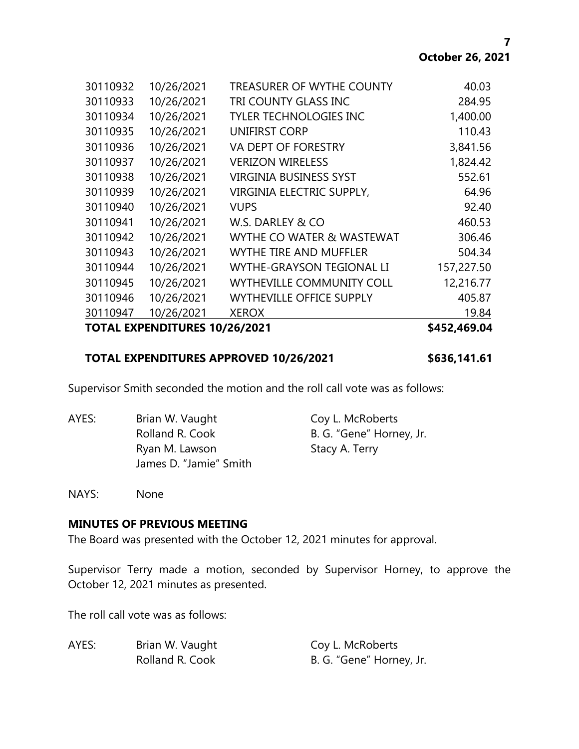| | | | |
|---|---|---|---|
| 30110932 | 10/26/2021 | TREASURER OF WYTHE COUNTY | 40.03 |
| 30110933 | 10/26/2021 | TRI COUNTY GLASS INC | 284.95 |
| 30110934 | 10/26/2021 | TYLER TECHNOLOGIES INC | 1,400.00 |
| 30110935 | 10/26/2021 | UNIFIRST CORP | 110.43 |
| 30110936 | 10/26/2021 | VA DEPT OF FORESTRY | 3,841.56 |
| 30110937 | 10/26/2021 | VERIZON WIRELESS | 1,824.42 |
| 30110938 | 10/26/2021 | VIRGINIA BUSINESS SYST | 552.61 |
| 30110939 | 10/26/2021 | VIRGINIA ELECTRIC SUPPLY, | 64.96 |
| 30110940 | 10/26/2021 | VUPS | 92.40 |
| 30110941 | 10/26/2021 | W.S. DARLEY & CO | 460.53 |
| 30110942 | 10/26/2021 | WYTHE CO WATER & WASTEWAT | 306.46 |
| 30110943 | 10/26/2021 | WYTHE TIRE AND MUFFLER | 504.34 |
| 30110944 | 10/26/2021 | WYTHE-GRAYSON TEGIONAL LI | 157,227.50 |
| 30110945 | 10/26/2021 | WYTHEVILLE COMMUNITY COLL | 12,216.77 |
| 30110946 | 10/26/2021 | WYTHEVILLE OFFICE SUPPLY | 405.87 |
| 30110947 | 10/26/2021 | XEROX | 19.84 |
| **TOTAL EXPENDITURES 10/26/2021** | | | **$452,469.04** |

**TOTAL EXPENDITURES APPROVED 10/26/2021 $636,141.61**

Supervisor Smith seconded the motion and the roll call vote was as follows:

AYES: Brian W. Vaught, Coy L. McRoberts, Rolland R. Cook, B. G. "Gene" Horney, Jr., Ryan M. Lawson, Stacy A. Terry, James D. "Jamie" Smith

NAYS: None

**MINUTES OF PREVIOUS MEETING**

The Board was presented with the October 12, 2021 minutes for approval.

Supervisor Terry made a motion, seconded by Supervisor Horney, to approve the October 12, 2021 minutes as presented.

The roll call vote was as follows:

AYES: Brian W. Vaught, Coy L. McRoberts, Rolland R. Cook, B. G. "Gene" Horney, Jr.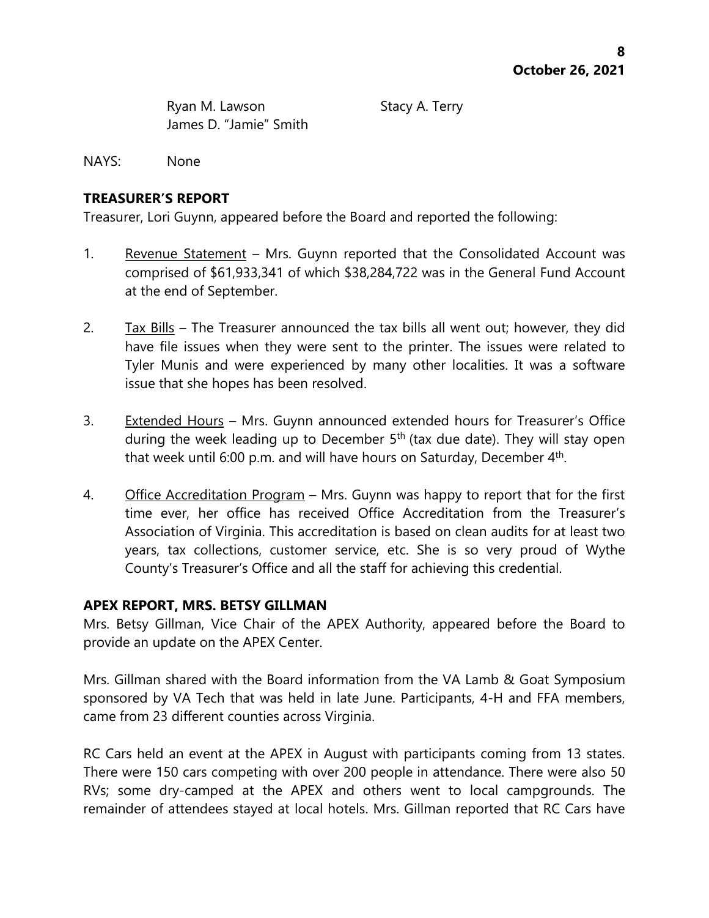Ryan M. Lawson Stacy A. Terry
James D. "Jamie" Smith

NAYS: None

**TREASURER'S REPORT**

Treasurer, Lori Guynn, appeared before the Board and reported the following:

1. Revenue Statement – Mrs. Guynn reported that the Consolidated Account was comprised of $61,933,341 of which $38,284,722 was in the General Fund Account at the end of September.

2. Tax Bills – The Treasurer announced the tax bills all went out; however, they did have file issues when they were sent to the printer. The issues were related to Tyler Munis and were experienced by many other localities. It was a software issue that she hopes has been resolved.

3. Extended Hours – Mrs. Guynn announced extended hours for Treasurer's Office during the week leading up to December 5th (tax due date). They will stay open that week until 6:00 p.m. and will have hours on Saturday, December 4th.

4. Office Accreditation Program – Mrs. Guynn was happy to report that for the first time ever, her office has received Office Accreditation from the Treasurer's Association of Virginia. This accreditation is based on clean audits for at least two years, tax collections, customer service, etc. She is so very proud of Wythe County's Treasurer's Office and all the staff for achieving this credential.

**APEX REPORT, MRS. BETSY GILLMAN**

Mrs. Betsy Gillman, Vice Chair of the APEX Authority, appeared before the Board to provide an update on the APEX Center.

Mrs. Gillman shared with the Board information from the VA Lamb & Goat Symposium sponsored by VA Tech that was held in late June. Participants, 4-H and FFA members, came from 23 different counties across Virginia.

RC Cars held an event at the APEX in August with participants coming from 13 states. There were 150 cars competing with over 200 people in attendance. There were also 50 RVs; some dry-camped at the APEX and others went to local campgrounds. The remainder of attendees stayed at local hotels. Mrs. Gillman reported that RC Cars have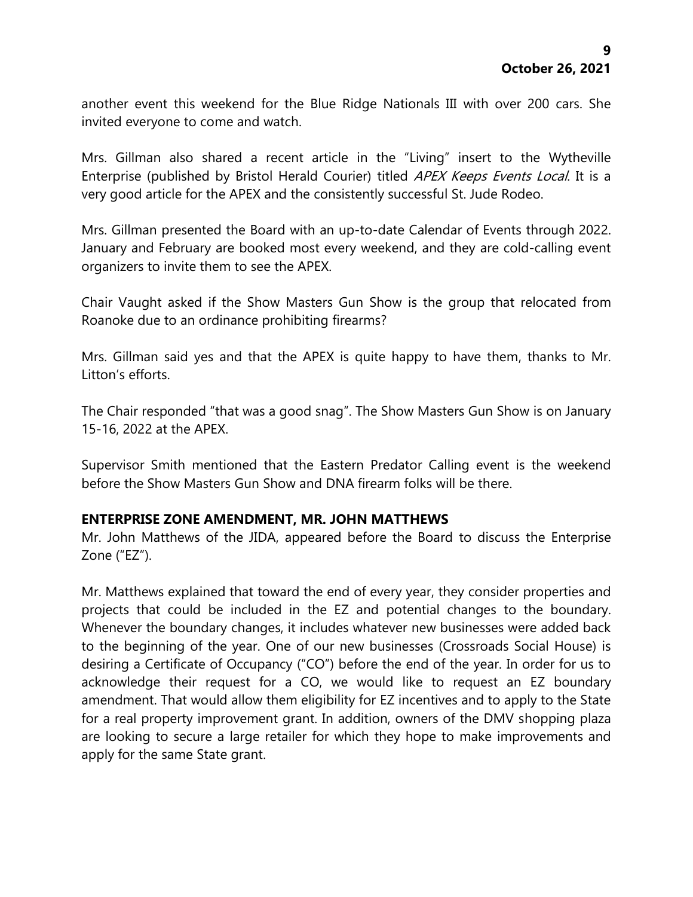another event this weekend for the Blue Ridge Nationals III with over 200 cars. She invited everyone to come and watch.

Mrs. Gillman also shared a recent article in the "Living" insert to the Wytheville Enterprise (published by Bristol Herald Courier) titled *APEX Keeps Events Local*. It is a very good article for the APEX and the consistently successful St. Jude Rodeo.

Mrs. Gillman presented the Board with an up-to-date Calendar of Events through 2022. January and February are booked most every weekend, and they are cold-calling event organizers to invite them to see the APEX.

Chair Vaught asked if the Show Masters Gun Show is the group that relocated from Roanoke due to an ordinance prohibiting firearms?

Mrs. Gillman said yes and that the APEX is quite happy to have them, thanks to Mr. Litton's efforts.

The Chair responded "that was a good snag". The Show Masters Gun Show is on January 15-16, 2022 at the APEX.

Supervisor Smith mentioned that the Eastern Predator Calling event is the weekend before the Show Masters Gun Show and DNA firearm folks will be there.

**ENTERPRISE ZONE AMENDMENT, MR. JOHN MATTHEWS**

Mr. John Matthews of the JIDA, appeared before the Board to discuss the Enterprise Zone ("EZ").

Mr. Matthews explained that toward the end of every year, they consider properties and projects that could be included in the EZ and potential changes to the boundary. Whenever the boundary changes, it includes whatever new businesses were added back to the beginning of the year. One of our new businesses (Crossroads Social House) is desiring a Certificate of Occupancy ("CO") before the end of the year. In order for us to acknowledge their request for a CO, we would like to request an EZ boundary amendment. That would allow them eligibility for EZ incentives and to apply to the State for a real property improvement grant. In addition, owners of the DMV shopping plaza are looking to secure a large retailer for which they hope to make improvements and apply for the same State grant.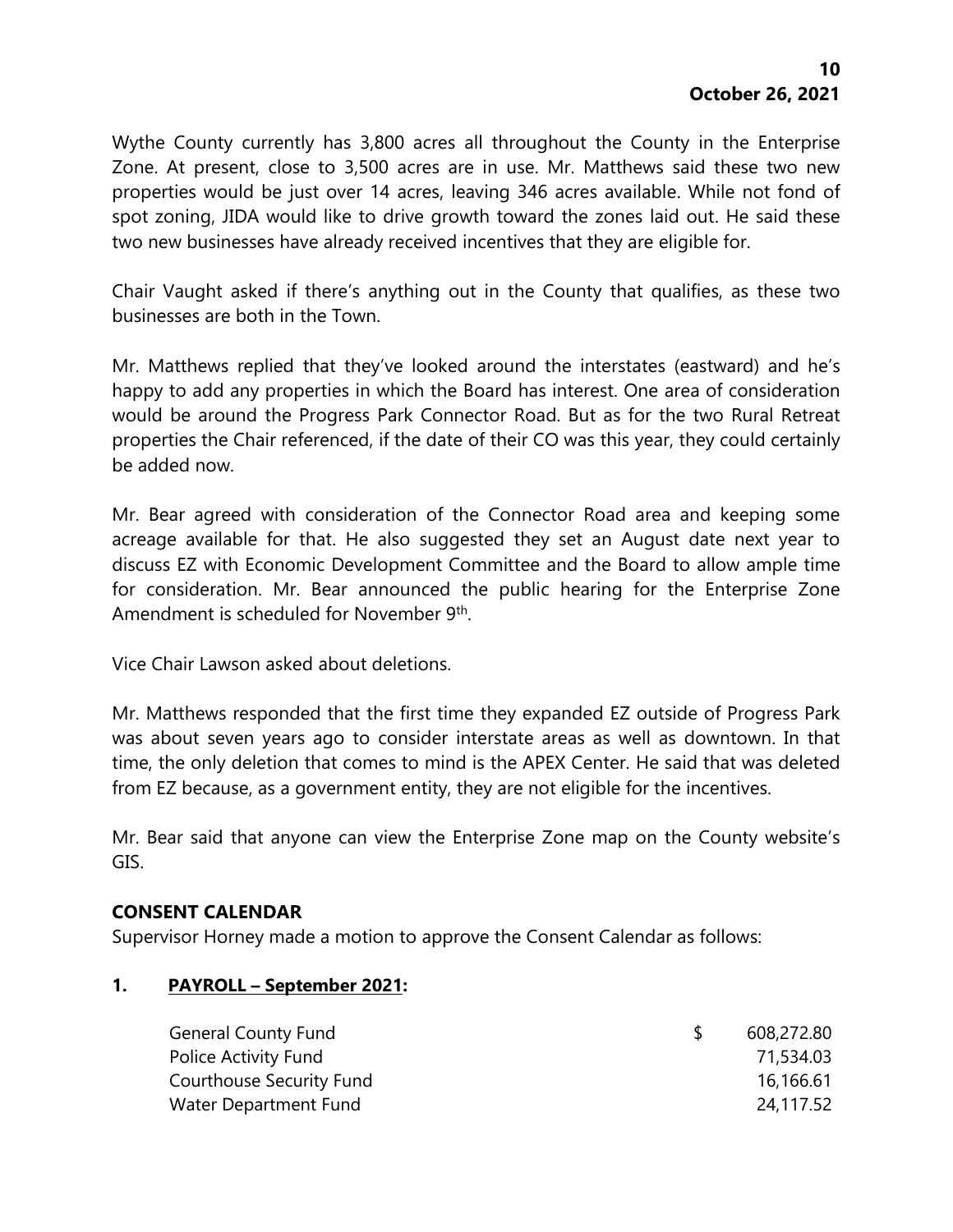Wythe County currently has 3,800 acres all throughout the County in the Enterprise Zone. At present, close to 3,500 acres are in use. Mr. Matthews said these two new properties would be just over 14 acres, leaving 346 acres available. While not fond of spot zoning, JIDA would like to drive growth toward the zones laid out. He said these two new businesses have already received incentives that they are eligible for.

Chair Vaught asked if there's anything out in the County that qualifies, as these two businesses are both in the Town.

Mr. Matthews replied that they've looked around the interstates (eastward) and he's happy to add any properties in which the Board has interest. One area of consideration would be around the Progress Park Connector Road. But as for the two Rural Retreat properties the Chair referenced, if the date of their CO was this year, they could certainly be added now.

Mr. Bear agreed with consideration of the Connector Road area and keeping some acreage available for that. He also suggested they set an August date next year to discuss EZ with Economic Development Committee and the Board to allow ample time for consideration. Mr. Bear announced the public hearing for the Enterprise Zone Amendment is scheduled for November 9th.

Vice Chair Lawson asked about deletions.

Mr. Matthews responded that the first time they expanded EZ outside of Progress Park was about seven years ago to consider interstate areas as well as downtown. In that time, the only deletion that comes to mind is the APEX Center. He said that was deleted from EZ because, as a government entity, they are not eligible for the incentives.

Mr. Bear said that anyone can view the Enterprise Zone map on the County website's GIS.

## CONSENT CALENDAR

Supervisor Horney made a motion to approve the Consent Calendar as follows:

**1. PAYROLL – September 2021:**

| | | |
|---|---|---|
| General County Fund | $ | 608,272.80 |
| Police Activity Fund | | 71,534.03 |
| Courthouse Security Fund | | 16,166.61 |
| Water Department Fund | | 24,117.52 |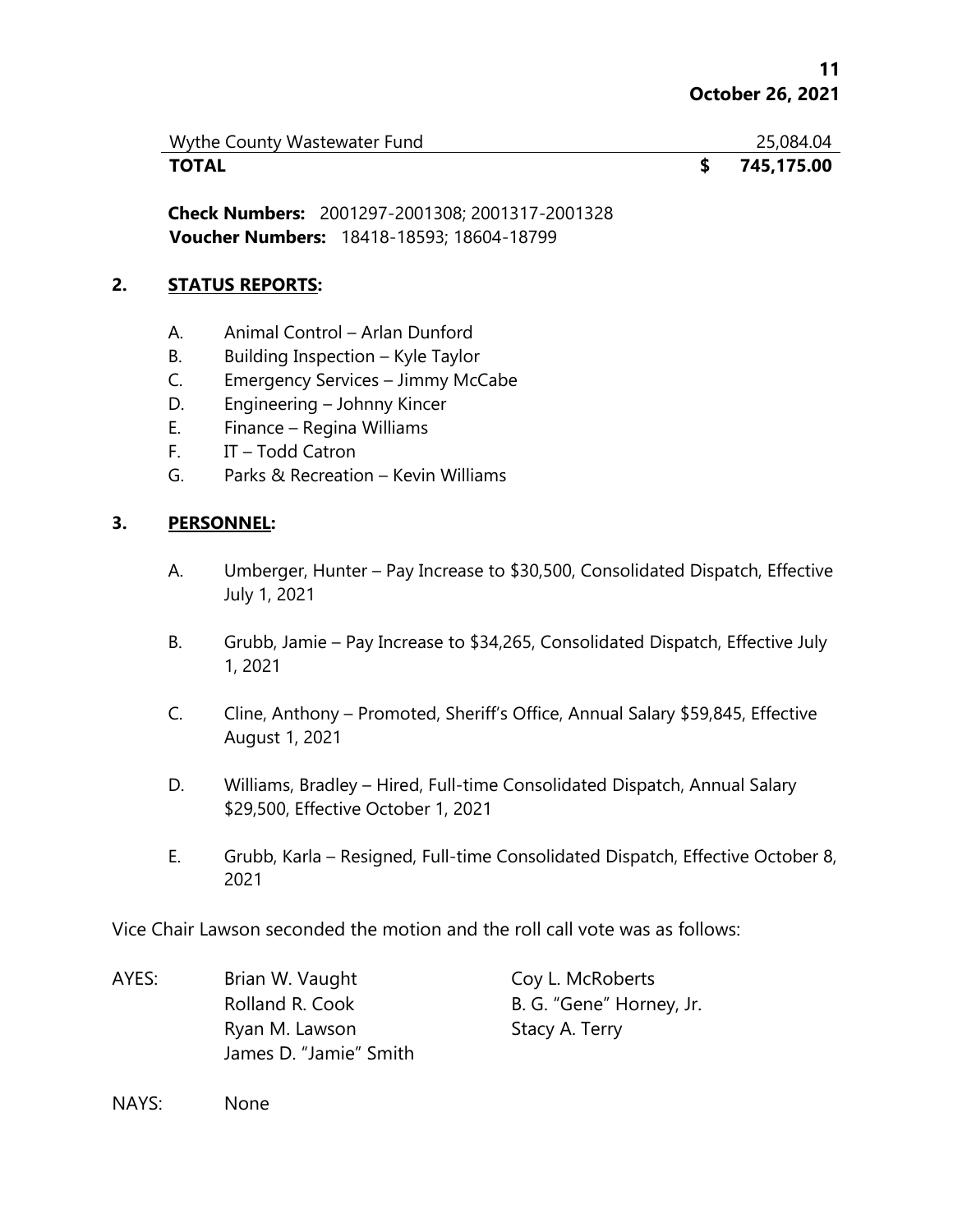| Wythe County Wastewater Fund | | 25,084.04 |
| --- | --- | --- |
| **TOTAL** | **$** | **745,175.00** |

**Check Numbers:** 2001297-2001308; 2001317-2001328
**Voucher Numbers:** 18418-18593; 18604-18799

## 2. STATUS REPORTS:

A. Animal Control – Arlan Dunford
B. Building Inspection – Kyle Taylor
C. Emergency Services – Jimmy McCabe
D. Engineering – Johnny Kincer
E. Finance – Regina Williams
F. IT – Todd Catron
G. Parks & Recreation – Kevin Williams

## 3. PERSONNEL:

A. Umberger, Hunter – Pay Increase to $30,500, Consolidated Dispatch, Effective July 1, 2021

B. Grubb, Jamie – Pay Increase to $34,265, Consolidated Dispatch, Effective July 1, 2021

C. Cline, Anthony – Promoted, Sheriff's Office, Annual Salary $59,845, Effective August 1, 2021

D. Williams, Bradley – Hired, Full-time Consolidated Dispatch, Annual Salary $29,500, Effective October 1, 2021

E. Grubb, Karla – Resigned, Full-time Consolidated Dispatch, Effective October 8, 2021

Vice Chair Lawson seconded the motion and the roll call vote was as follows:

AYES:
Brian W. Vaught
Rolland R. Cook
Ryan M. Lawson
James D. "Jamie" Smith
Coy L. McRoberts
B. G. "Gene" Horney, Jr.
Stacy A. Terry

NAYS: None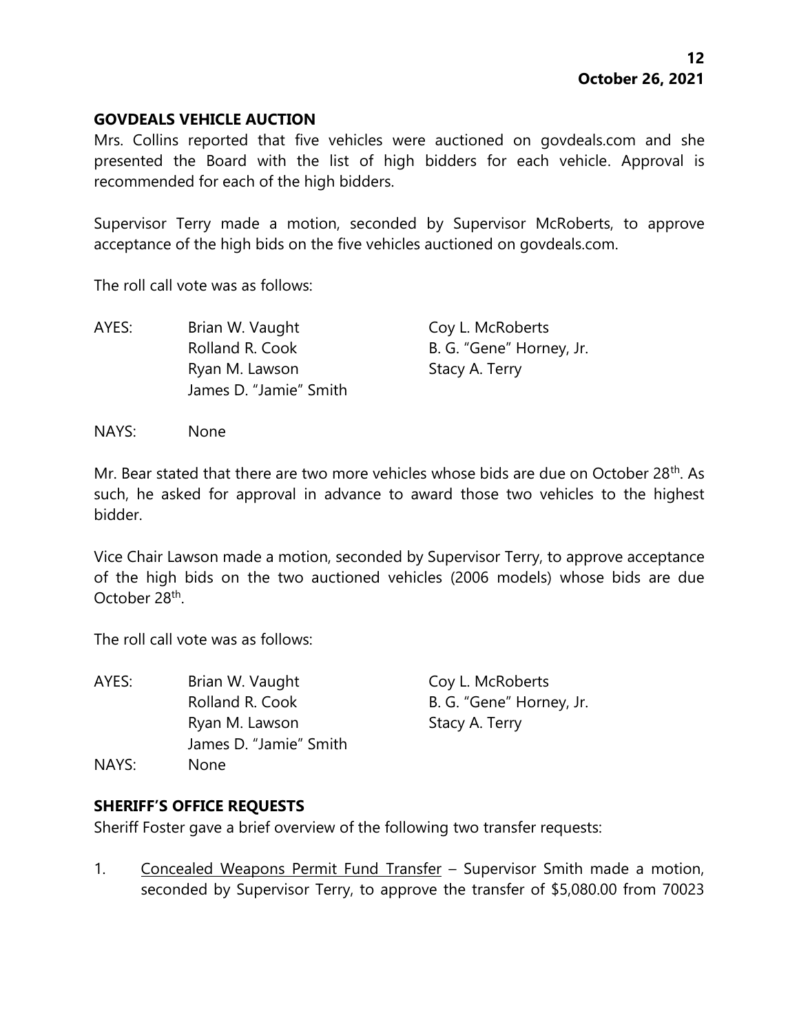## GOVDEALS VEHICLE AUCTION

Mrs. Collins reported that five vehicles were auctioned on govdeals.com and she presented the Board with the list of high bidders for each vehicle. Approval is recommended for each of the high bidders.

Supervisor Terry made a motion, seconded by Supervisor McRoberts, to approve acceptance of the high bids on the five vehicles auctioned on govdeals.com.

The roll call vote was as follows:

| | | |
|---|---|---|
| AYES: | Brian W. Vaught | Coy L. McRoberts |
| | Rolland R. Cook | B. G. "Gene" Horney, Jr. |
| | Ryan M. Lawson | Stacy A. Terry |
| | James D. "Jamie" Smith | |

NAYS: None

Mr. Bear stated that there are two more vehicles whose bids are due on October 28th. As such, he asked for approval in advance to award those two vehicles to the highest bidder.

Vice Chair Lawson made a motion, seconded by Supervisor Terry, to approve acceptance of the high bids on the two auctioned vehicles (2006 models) whose bids are due October 28th.

The roll call vote was as follows:

| | | |
|---|---|---|
| AYES: | Brian W. Vaught | Coy L. McRoberts |
| | Rolland R. Cook | B. G. "Gene" Horney, Jr. |
| | Ryan M. Lawson | Stacy A. Terry |
| | James D. "Jamie" Smith | |
| NAYS: | None | |

## SHERIFF'S OFFICE REQUESTS

Sheriff Foster gave a brief overview of the following two transfer requests:

1. Concealed Weapons Permit Fund Transfer – Supervisor Smith made a motion, seconded by Supervisor Terry, to approve the transfer of $5,080.00 from 70023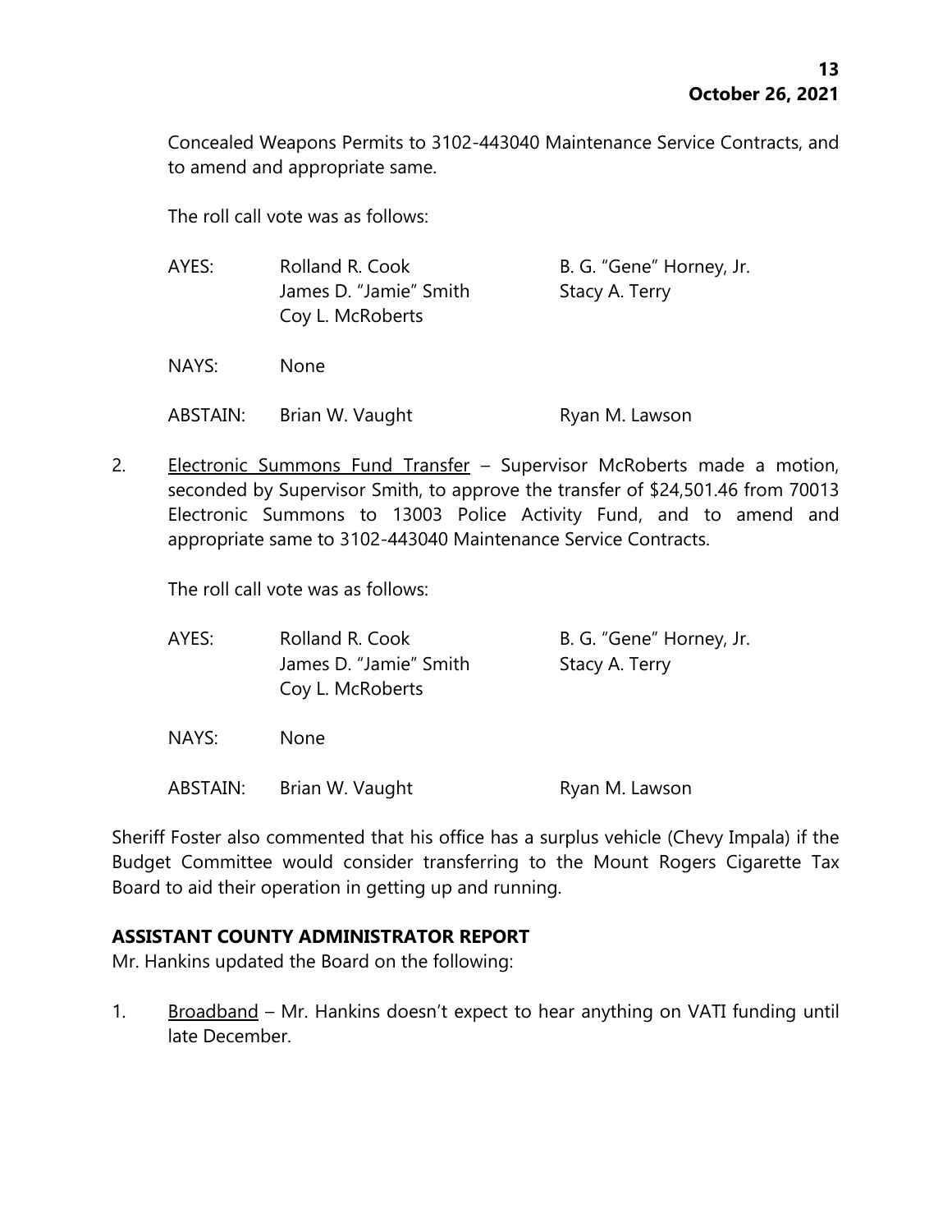Concealed Weapons Permits to 3102-443040 Maintenance Service Contracts, and to amend and appropriate same.

The roll call vote was as follows:

| | | |
|---|---|---|
| AYES: | Rolland R. Cook<br>James D. "Jamie" Smith<br>Coy L. McRoberts | B. G. "Gene" Horney, Jr.<br>Stacy A. Terry |
| NAYS: | None | |
| ABSTAIN: | Brian W. Vaught | Ryan M. Lawson |

2. Electronic Summons Fund Transfer – Supervisor McRoberts made a motion, seconded by Supervisor Smith, to approve the transfer of $24,501.46 from 70013 Electronic Summons to 13003 Police Activity Fund, and to amend and appropriate same to 3102-443040 Maintenance Service Contracts.

   The roll call vote was as follows:

| | | |
|---|---|---|
| AYES: | Rolland R. Cook<br>James D. "Jamie" Smith<br>Coy L. McRoberts | B. G. "Gene" Horney, Jr.<br>Stacy A. Terry |
| NAYS: | None | |
| ABSTAIN: | Brian W. Vaught | Ryan M. Lawson |

Sheriff Foster also commented that his office has a surplus vehicle (Chevy Impala) if the Budget Committee would consider transferring to the Mount Rogers Cigarette Tax Board to aid their operation in getting up and running.

**ASSISTANT COUNTY ADMINISTRATOR REPORT**

Mr. Hankins updated the Board on the following:

1. Broadband – Mr. Hankins doesn't expect to hear anything on VATI funding until late December.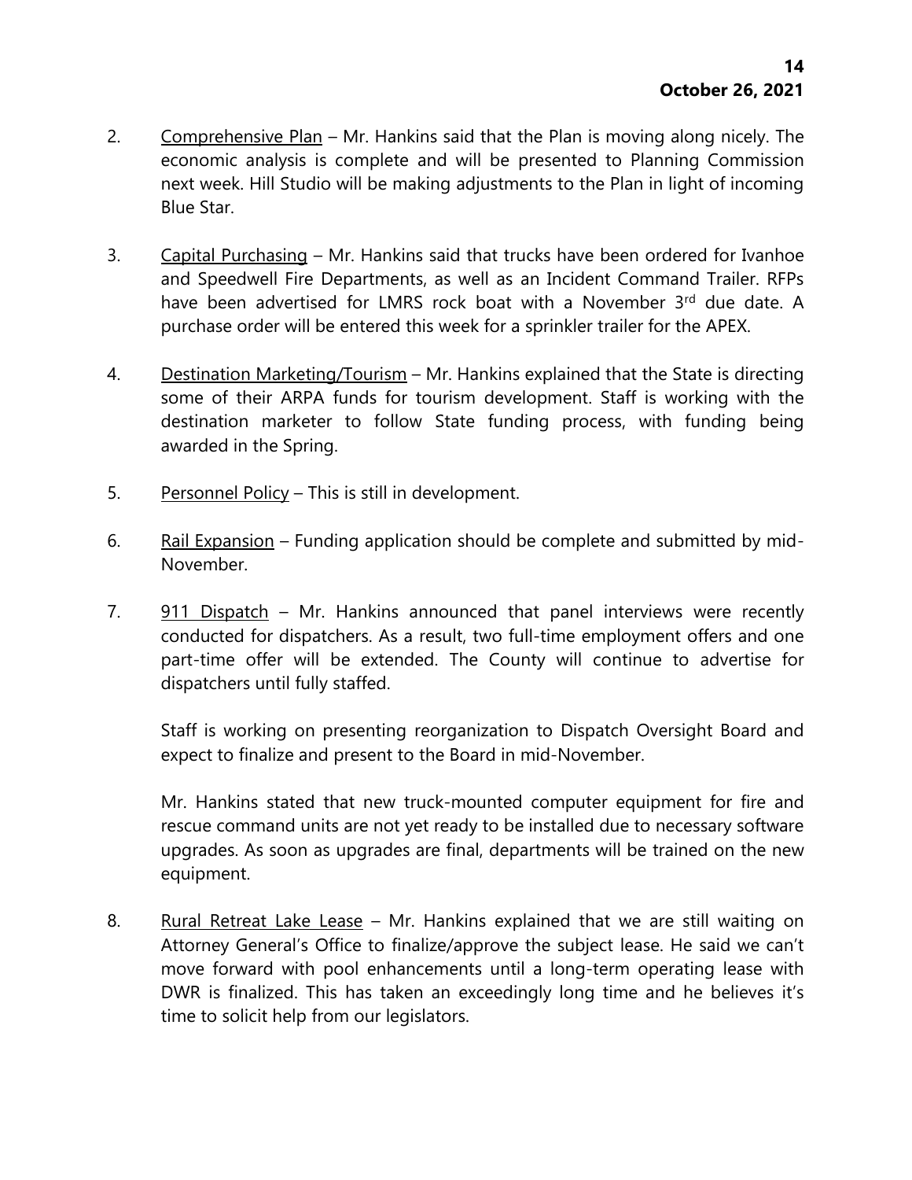2. Comprehensive Plan – Mr. Hankins said that the Plan is moving along nicely. The economic analysis is complete and will be presented to Planning Commission next week. Hill Studio will be making adjustments to the Plan in light of incoming Blue Star.

3. Capital Purchasing – Mr. Hankins said that trucks have been ordered for Ivanhoe and Speedwell Fire Departments, as well as an Incident Command Trailer. RFPs have been advertised for LMRS rock boat with a November 3rd due date. A purchase order will be entered this week for a sprinkler trailer for the APEX.

4. Destination Marketing/Tourism – Mr. Hankins explained that the State is directing some of their ARPA funds for tourism development. Staff is working with the destination marketer to follow State funding process, with funding being awarded in the Spring.

5. Personnel Policy – This is still in development.

6. Rail Expansion – Funding application should be complete and submitted by mid-November.

7. 911 Dispatch – Mr. Hankins announced that panel interviews were recently conducted for dispatchers. As a result, two full-time employment offers and one part-time offer will be extended. The County will continue to advertise for dispatchers until fully staffed.

   Staff is working on presenting reorganization to Dispatch Oversight Board and expect to finalize and present to the Board in mid-November.

   Mr. Hankins stated that new truck-mounted computer equipment for fire and rescue command units are not yet ready to be installed due to necessary software upgrades. As soon as upgrades are final, departments will be trained on the new equipment.

8. Rural Retreat Lake Lease – Mr. Hankins explained that we are still waiting on Attorney General's Office to finalize/approve the subject lease. He said we can't move forward with pool enhancements until a long-term operating lease with DWR is finalized. This has taken an exceedingly long time and he believes it's time to solicit help from our legislators.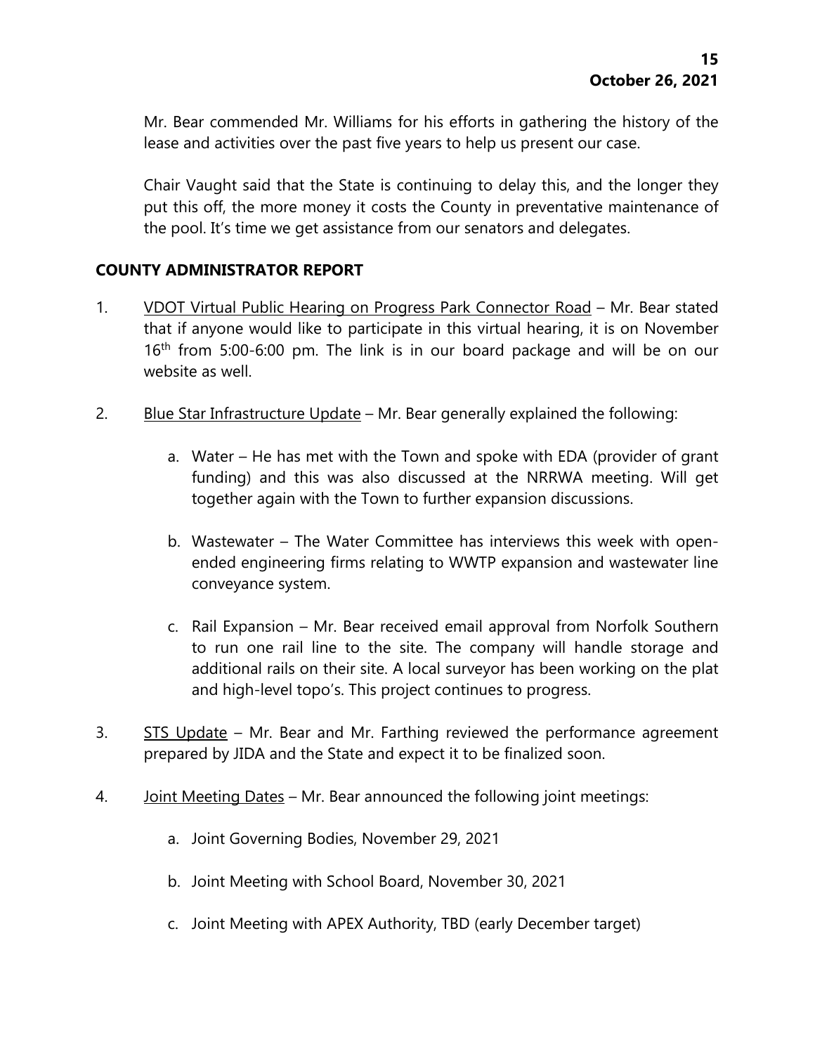Mr. Bear commended Mr. Williams for his efforts in gathering the history of the lease and activities over the past five years to help us present our case.

Chair Vaught said that the State is continuing to delay this, and the longer they put this off, the more money it costs the County in preventative maintenance of the pool. It's time we get assistance from our senators and delegates.

## COUNTY ADMINISTRATOR REPORT

1. <u>VDOT Virtual Public Hearing on Progress Park Connector Road</u> – Mr. Bear stated that if anyone would like to participate in this virtual hearing, it is on November 16th from 5:00-6:00 pm. The link is in our board package and will be on our website as well.

2. <u>Blue Star Infrastructure Update</u> – Mr. Bear generally explained the following:

   a. Water – He has met with the Town and spoke with EDA (provider of grant funding) and this was also discussed at the NRRWA meeting. Will get together again with the Town to further expansion discussions.

   b. Wastewater – The Water Committee has interviews this week with open-ended engineering firms relating to WWTP expansion and wastewater line conveyance system.

   c. Rail Expansion – Mr. Bear received email approval from Norfolk Southern to run one rail line to the site. The company will handle storage and additional rails on their site. A local surveyor has been working on the plat and high-level topo's. This project continues to progress.

3. <u>STS Update</u> – Mr. Bear and Mr. Farthing reviewed the performance agreement prepared by JIDA and the State and expect it to be finalized soon.

4. <u>Joint Meeting Dates</u> – Mr. Bear announced the following joint meetings:

   a. Joint Governing Bodies, November 29, 2021

   b. Joint Meeting with School Board, November 30, 2021

   c. Joint Meeting with APEX Authority, TBD (early December target)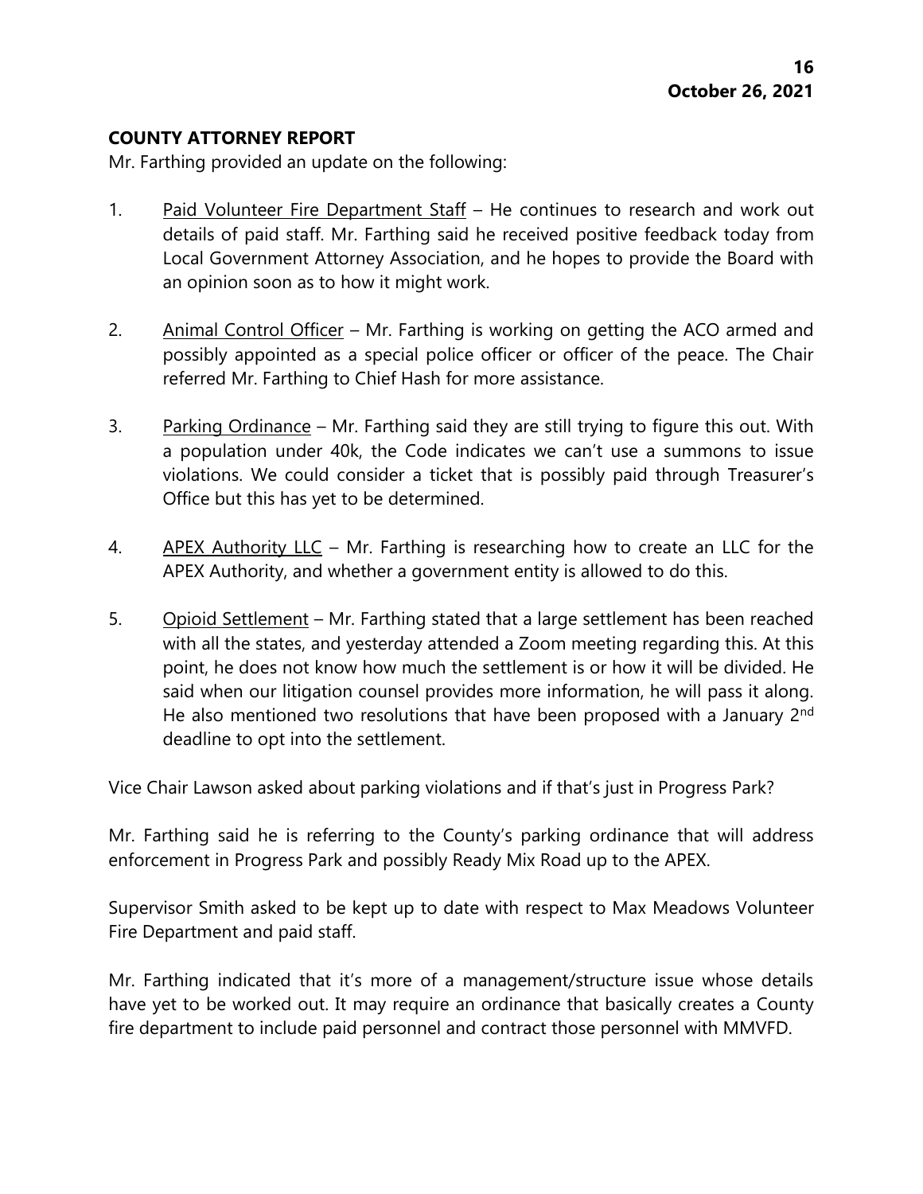## COUNTY ATTORNEY REPORT

Mr. Farthing provided an update on the following:

1. Paid Volunteer Fire Department Staff – He continues to research and work out details of paid staff. Mr. Farthing said he received positive feedback today from Local Government Attorney Association, and he hopes to provide the Board with an opinion soon as to how it might work.

2. Animal Control Officer – Mr. Farthing is working on getting the ACO armed and possibly appointed as a special police officer or officer of the peace. The Chair referred Mr. Farthing to Chief Hash for more assistance.

3. Parking Ordinance – Mr. Farthing said they are still trying to figure this out. With a population under 40k, the Code indicates we can't use a summons to issue violations. We could consider a ticket that is possibly paid through Treasurer's Office but this has yet to be determined.

4. APEX Authority LLC – Mr. Farthing is researching how to create an LLC for the APEX Authority, and whether a government entity is allowed to do this.

5. Opioid Settlement – Mr. Farthing stated that a large settlement has been reached with all the states, and yesterday attended a Zoom meeting regarding this. At this point, he does not know how much the settlement is or how it will be divided. He said when our litigation counsel provides more information, he will pass it along. He also mentioned two resolutions that have been proposed with a January 2nd deadline to opt into the settlement.

Vice Chair Lawson asked about parking violations and if that's just in Progress Park?

Mr. Farthing said he is referring to the County's parking ordinance that will address enforcement in Progress Park and possibly Ready Mix Road up to the APEX.

Supervisor Smith asked to be kept up to date with respect to Max Meadows Volunteer Fire Department and paid staff.

Mr. Farthing indicated that it's more of a management/structure issue whose details have yet to be worked out. It may require an ordinance that basically creates a County fire department to include paid personnel and contract those personnel with MMVFD.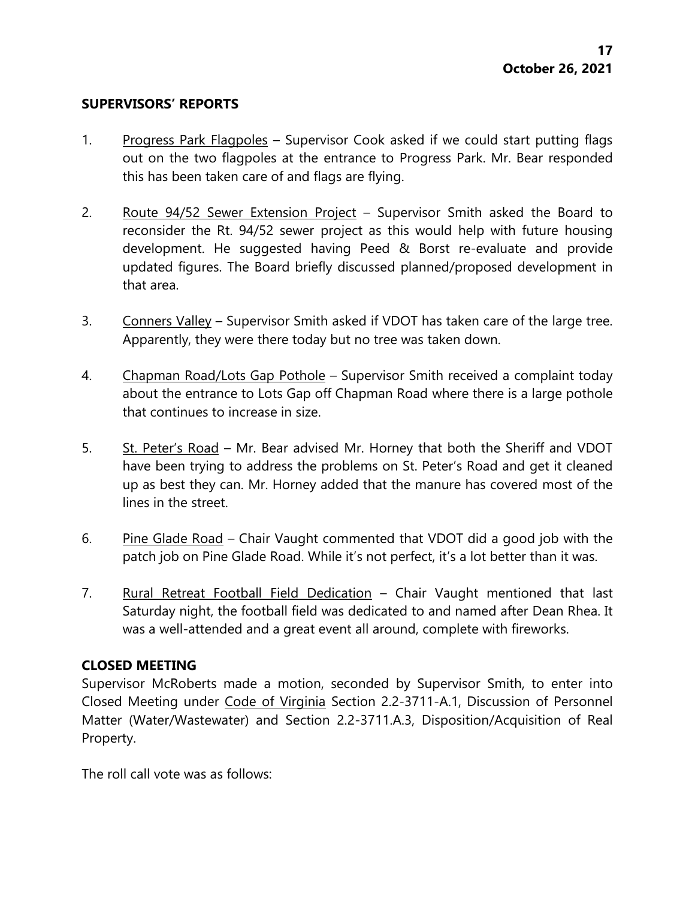## SUPERVISORS' REPORTS

1. Progress Park Flagpoles – Supervisor Cook asked if we could start putting flags out on the two flagpoles at the entrance to Progress Park. Mr. Bear responded this has been taken care of and flags are flying.

2. Route 94/52 Sewer Extension Project – Supervisor Smith asked the Board to reconsider the Rt. 94/52 sewer project as this would help with future housing development. He suggested having Peed & Borst re-evaluate and provide updated figures. The Board briefly discussed planned/proposed development in that area.

3. Conners Valley – Supervisor Smith asked if VDOT has taken care of the large tree. Apparently, they were there today but no tree was taken down.

4. Chapman Road/Lots Gap Pothole – Supervisor Smith received a complaint today about the entrance to Lots Gap off Chapman Road where there is a large pothole that continues to increase in size.

5. St. Peter's Road – Mr. Bear advised Mr. Horney that both the Sheriff and VDOT have been trying to address the problems on St. Peter's Road and get it cleaned up as best they can. Mr. Horney added that the manure has covered most of the lines in the street.

6. Pine Glade Road – Chair Vaught commented that VDOT did a good job with the patch job on Pine Glade Road. While it's not perfect, it's a lot better than it was.

7. Rural Retreat Football Field Dedication – Chair Vaught mentioned that last Saturday night, the football field was dedicated to and named after Dean Rhea. It was a well-attended and a great event all around, complete with fireworks.

## CLOSED MEETING

Supervisor McRoberts made a motion, seconded by Supervisor Smith, to enter into Closed Meeting under Code of Virginia Section 2.2-3711-A.1, Discussion of Personnel Matter (Water/Wastewater) and Section 2.2-3711.A.3, Disposition/Acquisition of Real Property.

The roll call vote was as follows: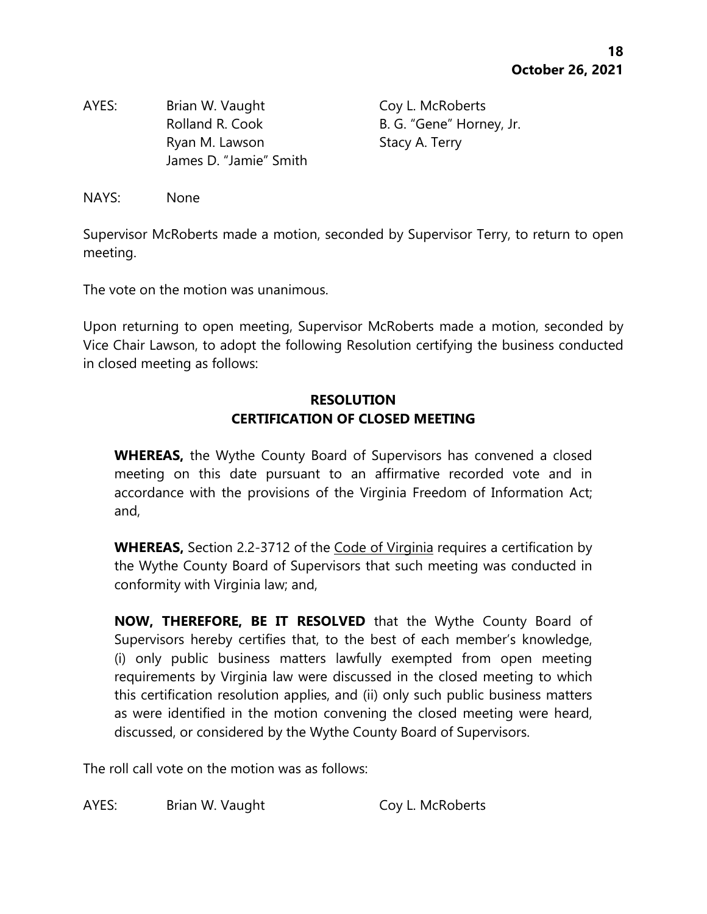AYES: Brian W. Vaught, Coy L. McRoberts, Rolland R. Cook, B. G. "Gene" Horney, Jr., Ryan M. Lawson, Stacy A. Terry, James D. "Jamie" Smith

NAYS: None

Supervisor McRoberts made a motion, seconded by Supervisor Terry, to return to open meeting.

The vote on the motion was unanimous.

Upon returning to open meeting, Supervisor McRoberts made a motion, seconded by Vice Chair Lawson, to adopt the following Resolution certifying the business conducted in closed meeting as follows:

**RESOLUTION**
**CERTIFICATION OF CLOSED MEETING**

> **WHEREAS,** the Wythe County Board of Supervisors has convened a closed meeting on this date pursuant to an affirmative recorded vote and in accordance with the provisions of the Virginia Freedom of Information Act; and,
>
> **WHEREAS,** Section 2.2-3712 of the Code of Virginia requires a certification by the Wythe County Board of Supervisors that such meeting was conducted in conformity with Virginia law; and,
>
> **NOW, THEREFORE, BE IT RESOLVED** that the Wythe County Board of Supervisors hereby certifies that, to the best of each member's knowledge, (i) only public business matters lawfully exempted from open meeting requirements by Virginia law were discussed in the closed meeting to which this certification resolution applies, and (ii) only such public business matters as were identified in the motion convening the closed meeting were heard, discussed, or considered by the Wythe County Board of Supervisors.

The roll call vote on the motion was as follows:

AYES: Brian W. Vaught, Coy L. McRoberts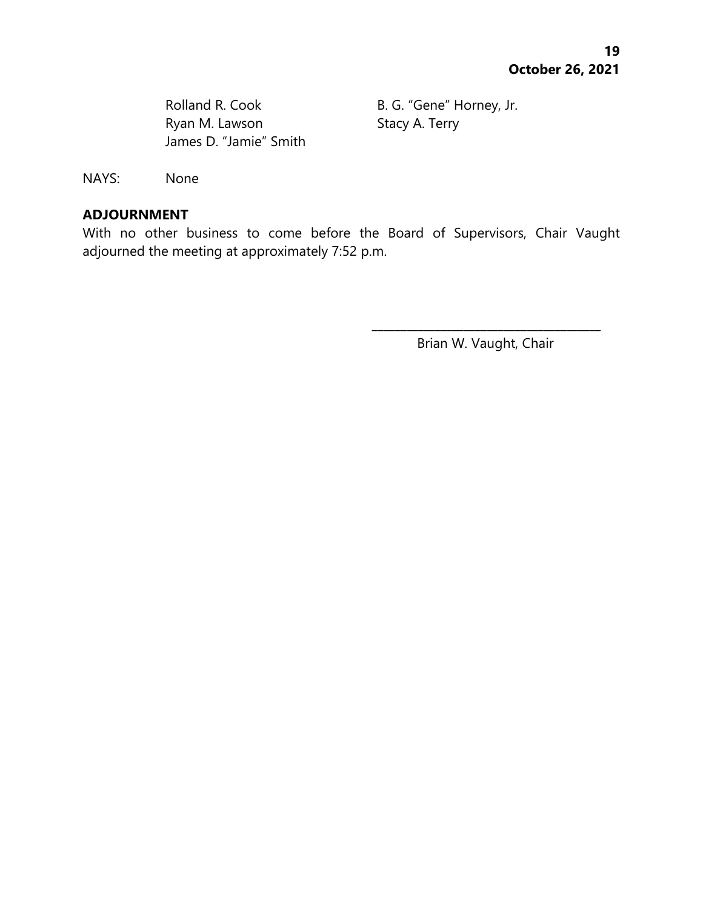Rolland R. Cook
B. G. "Gene" Horney, Jr.
Ryan M. Lawson
Stacy A. Terry
James D. "Jamie" Smith

NAYS: None

**ADJOURNMENT**

With no other business to come before the Board of Supervisors, Chair Vaught adjourned the meeting at approximately 7:52 p.m.

\_\_\_\_\_\_\_\_\_\_\_\_\_\_\_\_\_\_\_\_\_\_\_\_\_\_\_\_\_\_\_\_\_\_\_\_\_\_\_\_

Brian W. Vaught, Chair